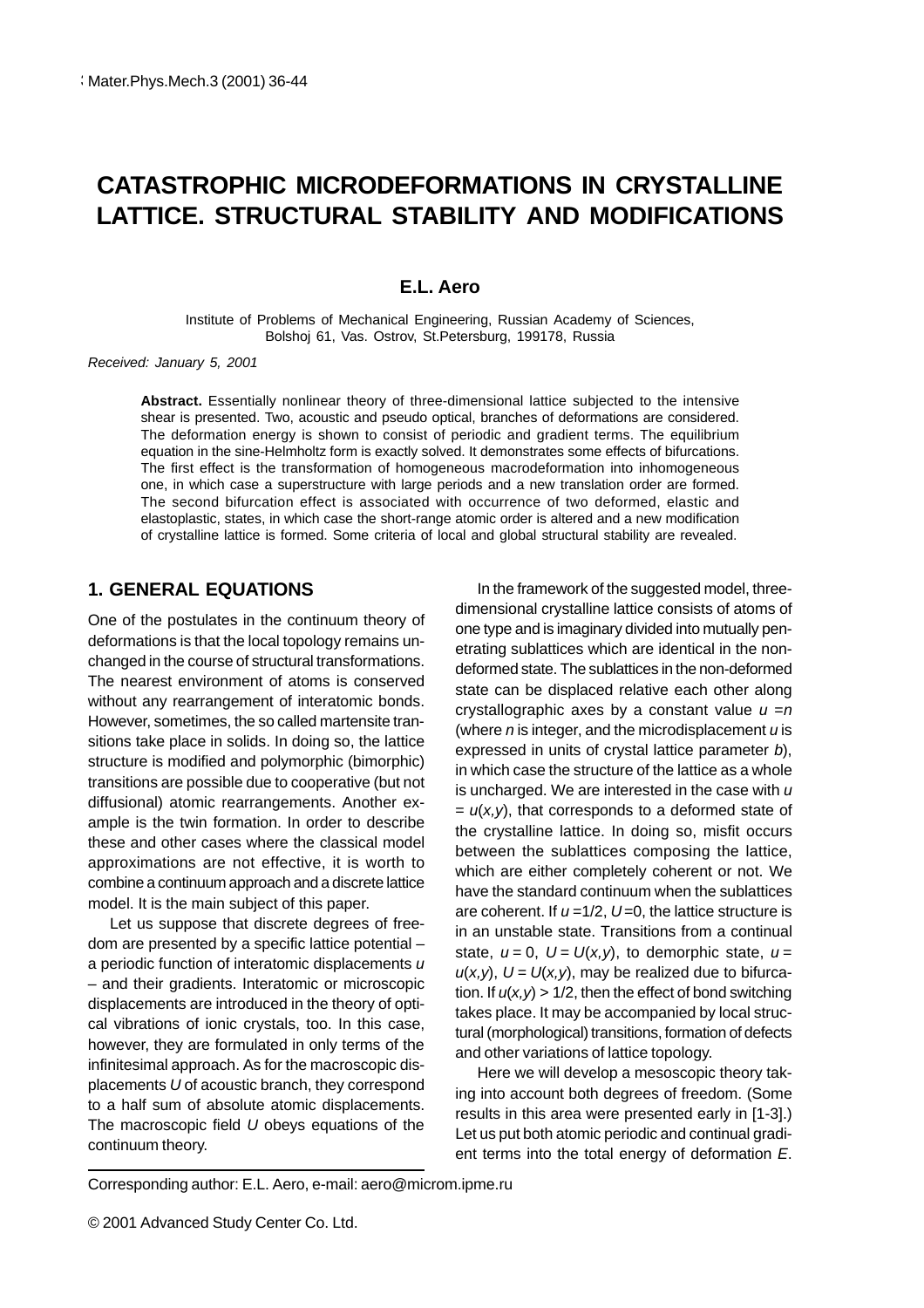# CATASTROPHIC MICRODEFORMATIONS IN CRYSTALLINE LATTICE. STRUCTURAL STABILITY AND MODIFICATIONS

**E.L. Aero**

Institute of Problems of Mechanical Engineering, Russian Academy of Sciences, Bolshoj 61, Vas. Ostrov, St.Petersburg, 199178, Russia

*Received: January 5, 2001*

**Abstract.** Essentially nonlinear theory of three-dimensional lattice subjected to the intensive shear is presented. Two, acoustic and pseudo optical, branches of deformations are considered. The deformation energy is shown to consist of periodic and gradient terms. The equilibrium equation in the sine-Helmholtz form is exactly solved. It demonstrates some effects of bifurcations. The first effect is the transformation of homogeneous macrodeformation into inhomogeneous one, in which case a superstructure with large periods and a new translation order are formed. The second bifurcation effect is associated with occurrence of two deformed, elastic and elastoplastic, states, in which case the short-range atomic order is altered and a new modification of crystalline lattice is formed. Some criteria of local and global structural stability are revealed.

## 1. GENERAL EQUATIONS

One of the postulates in the continuum theory of deformations is that the local topology remains unchanged in the course of structural transformations. The nearest environment of atoms is conserved without any rearrangement of interatomic bonds. However, sometimes, the so called martensite transitions take place in solids. In doing so, the lattice structure is modified and polymorphic (bimorphic) transitions are possible due to cooperative (but not diffusional) atomic rearrangements. Another example is the twin formation. In order to describe these and other cases where the classical model approximations are not effective, it is worth to combine a continuum approach and a discrete lattice model. It is the main subject of this paper.

Let us suppose that discrete degrees of freedom are presented by a specific lattice potential – a periodic function of interatomic displacements $u$ – and their gradients. Interatomic or microscopic displacements are introduced in the theory of optical vibrations of ionic crystals, too. In this case, however, they are formulated in only terms of the infinitesimal approach. As for the macroscopic displacements $U$ of acoustic branch, they correspond to a half sum of absolute atomic displacements. The macroscopic field $U$ obeys equations of the continuum theory.

In the framework of the suggested model, three-dimensional crystalline lattice consists of atoms of one type and is imaginary divided into mutually penetrating sublattices which are identical in the non-deformed state. The sublattices in the non-deformed state can be displaced relative each other along crystallographic axes by a constant value $u = n$ (where $n$ is integer, and the microdisplacement $u$ is expressed in units of crystal lattice parameter $b$), in which case the structure of the lattice as a whole is uncharged. We are interested in the case with $u = u(x,y)$, that corresponds to a deformed state of the crystalline lattice. In doing so, misfit occurs between the sublattices composing the lattice, which are either completely coherent or not. We have the standard continuum when the sublattices are coherent. If $u = 1/2$, $U = 0$, the lattice structure is in an unstable state. Transitions from a continual state, $u = 0$, $U = U(x,y)$, to demorphic state, $u = u(x,y)$, $U = U(x,y)$, may be realized due to bifurcation. If $u(x,y) > 1/2$, then the effect of bond switching takes place. It may be accompanied by local structural (morphological) transitions, formation of defects and other variations of lattice topology.

Here we will develop a mesoscopic theory taking into account both degrees of freedom. (Some results in this area were presented early in [1-3].) Let us put both atomic periodic and continual gradient terms into the total energy of deformation $E$.

Corresponding author: E.L. Aero, e-mail: aero@microm.ipme.ru

© 2001 Advanced Study Center Co. Ltd.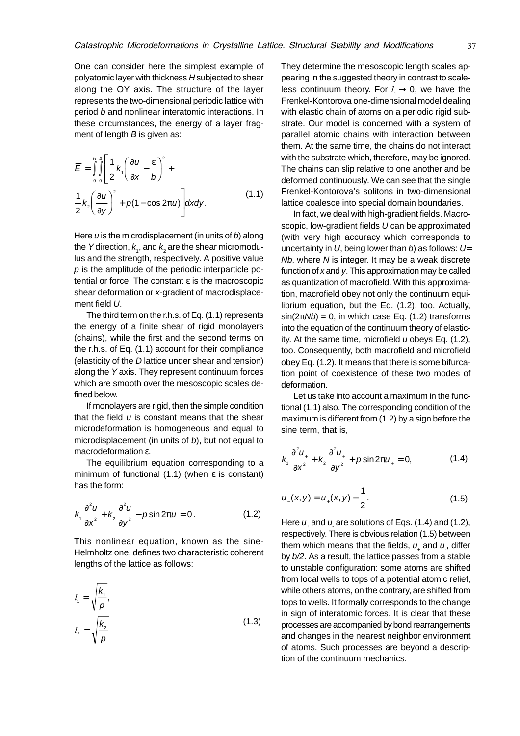One can consider here the simplest example of polyatomic layer with thickness $H$ subjected to shear along the OY axis. The structure of the layer represents the two-dimensional periodic lattice with period $b$ and nonlinear interatomic interactions. In these circumstances, the energy of a layer fragment of length $B$ is given as:

$$\overline{E} = \int_0^H \int_0^B \left[ \frac{1}{2} k_1 \left( \frac{\partial u}{\partial x} - \frac{\varepsilon}{b} \right)^2 + \frac{1}{2} k_2 \left( \frac{\partial u}{\partial y} \right)^2 + p(1 - \cos 2\pi u) \right] dxdy. \tag{1.1}$$

Here $u$ is the microdisplacement (in units of $b$) along the $Y$ direction, $k_1$, and $k_2$ are the shear micromodulus and the strength, respectively. A positive value $p$ is the amplitude of the periodic interparticle potential or force. The constant $\varepsilon$ is the macroscopic shear deformation or $x$-gradient of macrodisplacement field $U$.

The third term on the r.h.s. of Eq. (1.1) represents the energy of a finite shear of rigid monolayers (chains), while the first and the second terms on the r.h.s. of Eq. (1.1) account for their compliance (elasticity of the $D$ lattice under shear and tension) along the $Y$ axis. They represent continuum forces which are smooth over the mesoscopic scales defined below.

If monolayers are rigid, then the simple condition that the field $u$ is constant means that the shear microdeformation is homogeneous and equal to microdisplacement (in units of $b$), but not equal to macrodeformation $\varepsilon$.

The equilibrium equation corresponding to a minimum of functional (1.1) (when $\varepsilon$ is constant) has the form:

$$k_1 \frac{\partial^2 u}{\partial x^2} + k_2 \frac{\partial^2 u}{\partial y^2} - p \sin 2\pi u = 0. \tag{1.2}$$

This nonlinear equation, known as the sine-Helmholtz one, defines two characteristic coherent lengths of the lattice as follows:

$$l_1 = \sqrt{\frac{k_1}{p}}, \quad l_2 = \sqrt{\frac{k_2}{p}}. \tag{1.3}$$

They determine the mesoscopic length scales appearing in the suggested theory in contrast to scaleless continuum theory. For $l_1 \to 0$, we have the Frenkel-Kontorova one-dimensional model dealing with elastic chain of atoms on a periodic rigid substrate. Our model is concerned with a system of parallel atomic chains with interaction between them. At the same time, the chains do not interact with the substrate which, therefore, may be ignored. The chains can slip relative to one another and be deformed continuously. We can see that the single Frenkel-Kontorova's solitons in two-dimensional lattice coalesce into special domain boundaries.

In fact, we deal with high-gradient fields. Macroscopic, low-gradient fields $U$ can be approximated (with very high accuracy which corresponds to uncertainty in $U$, being lower than $b$) as follows: $U = Nb$, where $N$ is integer. It may be a weak discrete function of $x$ and $y$. This approximation may be called as quantization of macrofield. With this approximation, macrofield obey not only the continuum equilibrium equation, but the Eq. (1.2), too. Actually, $\sin(2\pi Nb) = 0$, in which case Eq. (1.2) transforms into the equation of the continuum theory of elasticity. At the same time, microfield $u$ obeys Eq. (1.2), too. Consequently, both macrofield and microfield obey Eq. (1.2). It means that there is some bifurcation point of coexistence of these two modes of deformation.

Let us take into account a maximum in the functional (1.1) also. The corresponding condition of the maximum is different from (1.2) by a sign before the sine term, that is,

$$k_1 \frac{\partial^2 u_+}{\partial x^2} + k_2 \frac{\partial^2 u_+}{\partial y^2} + p \sin 2\pi u_+ = 0, \tag{1.4}$$

$$u_-(x,y) = u_+(x,y) - \frac{1}{2}. \tag{1.5}$$

Here $u_+$ and $u_-$ are solutions of Eqs. (1.4) and (1.2), respectively. There is obvious relation (1.5) between them which means that the fields, $u_+$ and $u_-$, differ by $b/2$. As a result, the lattice passes from a stable to unstable configuration: some atoms are shifted from local wells to tops of a potential atomic relief, while others atoms, on the contrary, are shifted from tops to wells. It formally corresponds to the change in sign of interatomic forces. It is clear that these processes are accompanied by bond rearrangements and changes in the nearest neighbor environment of atoms. Such processes are beyond a description of the continuum mechanics.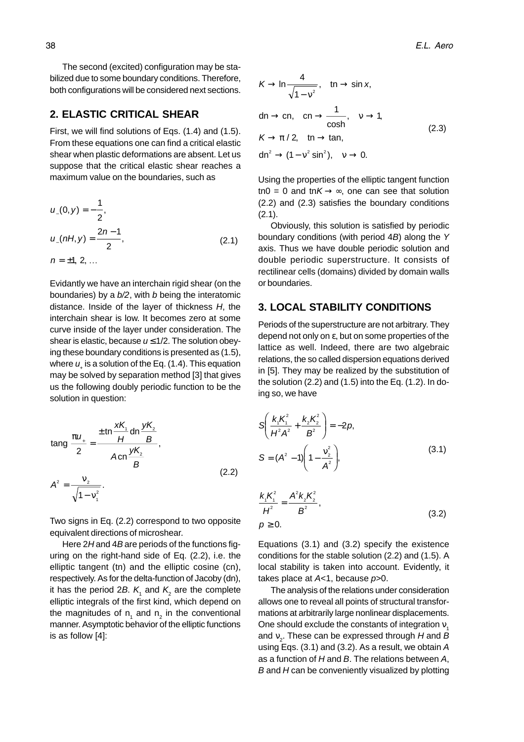The second (excited) configuration may be stabilized due to some boundary conditions. Therefore, both configurations will be considered next sections.

## 2. ELASTIC CRITICAL SHEAR

First, we will find solutions of Eqs. (1.4) and (1.5). From these equations one can find a critical elastic shear when plastic deformations are absent. Let us suppose that the critical elastic shear reaches a maximum value on the boundaries, such as

$$u_{-}(0,y) = -\frac{1}{2},$$
$$u_{-}(nH,y) = \frac{2n-1}{2}, \qquad (2.1)$$
$$n = \pm 1, 2, \ldots$$

Evidantly we have an interchain rigid shear (on the boundaries) by a $b/2$, with $b$ being the interatomic distance. Inside of the layer of thickness $H$, the interchain shear is low. It becomes zero at some curve inside of the layer under consideration. The shear is elastic, because $u \leq 1/2$. The solution obeying these boundary conditions is presented as (1.5), where $u_{+}$ is a solution of the Eq. (1.4). This equation may be solved by separation method [3] that gives us the following doubly periodic function to be the solution in question:

$$\mathrm{tang}\,\frac{\pi u_{+}}{2} = \frac{\pm\,\mathrm{tn}\dfrac{xK_1}{H}\,\mathrm{dn}\dfrac{yK_2}{B}}{A\,\mathrm{cn}\dfrac{yK_2}{B}},$$
$$A^2 = \frac{\nu_2}{\sqrt{1-\nu_1^2}}. \qquad (2.2)$$

Two signs in Eq. (2.2) correspond to two opposite equivalent directions of microshear.

Here $2H$ and $4B$ are periods of the functions figuring on the right-hand side of Eq. (2.2), i.e. the elliptic tangent (tn) and the elliptic cosine (cn), respectively. As for the delta-function of Jacoby (dn), it has the period $2B$. $K_1$ and $K_2$ are the complete elliptic integrals of the first kind, which depend on the magnitudes of $\nu_1$ and $\nu_2$ in the conventional manner. Asymptotic behavior of the elliptic functions is as follow [4]:

$$K \to \ln\frac{4}{\sqrt{1-\nu^2}}, \quad \mathrm{tn} \to \sin x,$$
$$\mathrm{dn} \to \mathrm{cn}, \quad \mathrm{cn} \to \frac{1}{\cosh}, \quad \nu \to 1,$$
$$K \to \pi/2, \quad \mathrm{tn} \to \tan, \qquad (2.3)$$
$$\mathrm{dn}^2 \to (1-\nu^2\sin^2), \quad \nu \to 0.$$

Using the properties of the elliptic tangent function $\mathrm{tn}0 = 0$ and $\mathrm{tn}K \to \infty$, one can see that solution (2.2) and (2.3) satisfies the boundary conditions (2.1).

Obviously, this solution is satisfied by periodic boundary conditions (with period $4B$) along the $Y$ axis. Thus we have double periodic solution and double periodic superstructure. It consists of rectilinear cells (domains) divided by domain walls or boundaries.

## 3. LOCAL STABILITY CONDITIONS

Periods of the superstructure are not arbitrary. They depend not only on $\varepsilon$, but on some properties of the lattice as well. Indeed, there are two algebraic relations, the so called dispersion equations derived in [5]. They may be realized by the substitution of the solution (2.2) and (1.5) into the Eq. (1.2). In doing so, we have

$$S\left(\frac{k_1K_1^2}{H^2A^2} + \frac{k_2K_2^2}{B^2}\right) = -2p,$$
$$S = (A^2-1)\left(1-\frac{\nu_2^2}{A^2}\right), \qquad (3.1)$$

$$\frac{k_1K_1^2}{H^2} = \frac{A^2k_2K_2^2}{B^2},$$
$$p \geq 0. \qquad (3.2)$$

Equations (3.1) and (3.2) specify the existence conditions for the stable solution (2.2) and (1.5). A local stability is taken into account. Evidently, it takes place at $A<1$, because $p>0$.

The analysis of the relations under consideration allows one to reveal all points of structural transformations at arbitrarily large nonlinear displacements. One should exclude the constants of integration $\nu_1$ and $\nu_2$. These can be expressed through $H$ and $B$ using Eqs. (3.1) and (3.2). As a result, we obtain $A$ as a function of $H$ and $B$. The relations between $A$, $B$ and $H$ can be conveniently visualized by plotting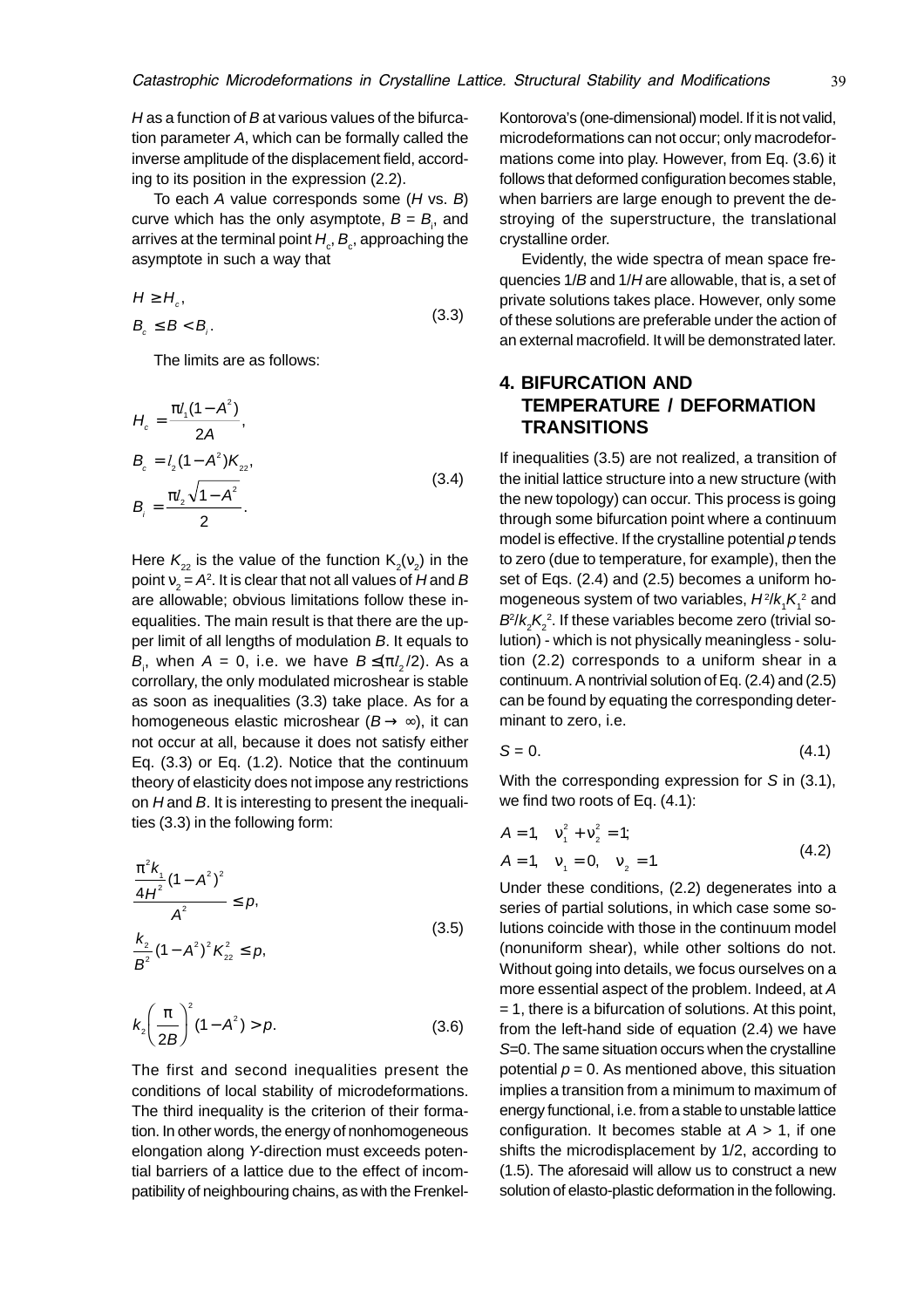$H$ as a function of $B$ at various values of the bifurcation parameter $A$, which can be formally called the inverse amplitude of the displacement field, according to its position in the expression (2.2).

To each $A$ value corresponds some ($H$ vs. $B$) curve which has the only asymptote, $B = B_i$, and arrives at the terminal point $H_c$, $B_c$, approaching the asymptote in such a way that

$$H \geq H_c,$$
$$B_c \leq B < B_i. \tag{3.3}$$

The limits are as follows:

$$H_c = \frac{\pi l_1 (1 - A^2)}{2A},$$
$$B_c = l_2 (1 - A^2) K_{22}, \tag{3.4}$$
$$B_i = \frac{\pi l_2 \sqrt{1 - A^2}}{2}.$$

Here $K_{22}$ is the value of the function $K_2(\nu_2)$ in the point $\nu_2 = A^2$. It is clear that not all values of $H$ and $B$ are allowable; obvious limitations follow these inequalities. The main result is that there are the upper limit of all lengths of modulation $B$. It equals to $B_i$, when $A = 0$, i.e. we have $B \leq (\pi l_2/2)$. As a corrollary, the only modulated microshear is stable as soon as inequalities (3.3) take place. As for a homogeneous elastic microshear ($B \to \infty$), it can not occur at all, because it does not satisfy either Eq. (3.3) or Eq. (1.2). Notice that the continuum theory of elasticity does not impose any restrictions on $H$ and $B$. It is interesting to present the inequalities (3.3) in the following form:

$$\frac{\frac{\pi^2 k_1}{4H^2}(1 - A^2)^2}{A^2} \leq p,$$
$$\frac{k_2}{B^2}(1 - A^2)^2 K_{22}^2 \leq p, \tag{3.5}$$

$$k_2 \left(\frac{\pi}{2B}\right)^2 (1 - A^2) > p. \tag{3.6}$$

The first and second inequalities present the conditions of local stability of microdeformations. The third inequality is the criterion of their formation. In other words, the energy of nonhomogeneous elongation along $Y$-direction must exceeds potential barriers of a lattice due to the effect of incompatibility of neighbouring chains, as with the Frenkel-Kontorova's (one-dimensional) model. If it is not valid, microdeformations can not occur; only macrodeformations come into play. However, from Eq. (3.6) it follows that deformed configuration becomes stable, when barriers are large enough to prevent the destroying of the superstructure, the translational crystalline order.

Evidently, the wide spectra of mean space frequencies $1/B$ and $1/H$ are allowable, that is, a set of private solutions takes place. However, only some of these solutions are preferable under the action of an external macrofield. It will be demonstrated later.

## 4. BIFURCATION AND TEMPERATURE / DEFORMATION TRANSITIONS

If inequalities (3.5) are not realized, a transition of the initial lattice structure into a new structure (with the new topology) can occur. This process is going through some bifurcation point where a continuum model is effective. If the crystalline potential $p$ tends to zero (due to temperature, for example), then the set of Eqs. (2.4) and (2.5) becomes a uniform homogeneous system of two variables, $H^2/k_1 K_1^2$ and $B^2/k_2 K_2^2$. If these variables become zero (trivial solution) - which is not physically meaningless - solution (2.2) corresponds to a uniform shear in a continuum. A nontrivial solution of Eq. (2.4) and (2.5) can be found by equating the corresponding determinant to zero, i.e.

$$S = 0. \tag{4.1}$$

With the corresponding expression for $S$ in (3.1), we find two roots of Eq. (4.1):

$$A = 1, \quad \nu_1^2 + \nu_2^2 = 1;$$
$$A = 1, \quad \nu_1 = 0, \quad \nu_2 = 1. \tag{4.2}$$

Under these conditions, (2.2) degenerates into a series of partial solutions, in which case some solutions coincide with those in the continuum model (nonuniform shear), while other soltions do not. Without going into details, we focus ourselves on a more essential aspect of the problem. Indeed, at $A = 1$, there is a bifurcation of solutions. At this point, from the left-hand side of equation (2.4) we have $S$=0. The same situation occurs when the crystalline potential $p = 0$. As mentioned above, this situation implies a transition from a minimum to maximum of energy functional, i.e. from a stable to unstable lattice configuration. It becomes stable at $A > 1$, if one shifts the microdisplacement by 1/2, according to (1.5). The aforesaid will allow us to construct a new solution of elasto-plastic deformation in the following.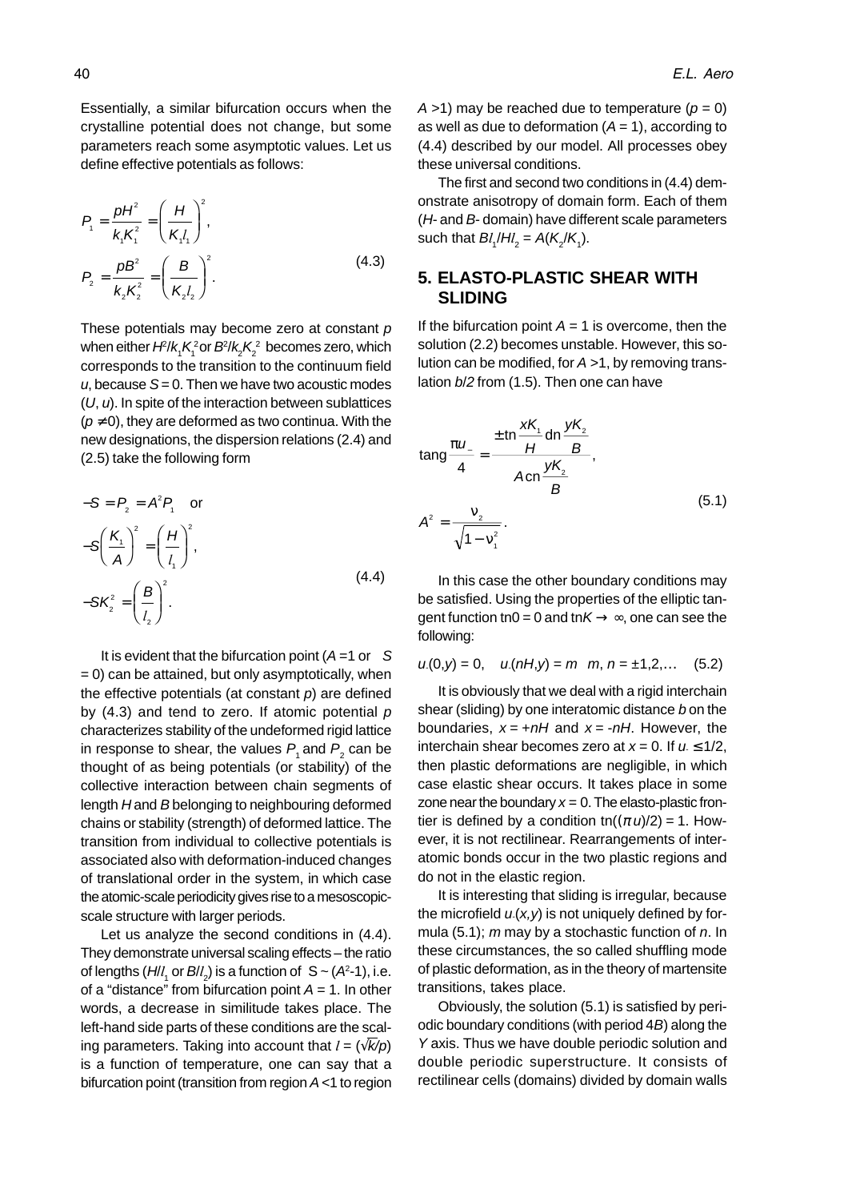Essentially, a similar bifurcation occurs when the crystalline potential does not change, but some parameters reach some asymptotic values. Let us define effective potentials as follows:

$$P_1 = \frac{pH^2}{k_1K_1^2} = \left(\frac{H}{K_1l_1}\right)^2,$$
$$P_2 = \frac{pB^2}{k_2K_2^2} = \left(\frac{B}{K_2l_2}\right)^2. \tag{4.3}$$

These potentials may become zero at constant $p$ when either $H^2/k_1K_1^2$ or $B^2/k_2K_2^2$ becomes zero, which corresponds to the transition to the continuum field $u$, because $S = 0$. Then we have two acoustic modes ($U$, $u$). In spite of the interaction between sublattices ($p \neq 0$), they are deformed as two continua. With the new designations, the dispersion relations (2.4) and (2.5) take the following form

$$-S = P_2 = A^2P_1 \quad \text{or}$$
$$-S\left(\frac{K_1}{A}\right)^2 = \left(\frac{H}{l_1}\right)^2,$$
$$-SK_2^2 = \left(\frac{B}{l_2}\right)^2. \tag{4.4}$$

It is evident that the bifurcation point ($A = 1$ or $S = 0$) can be attained, but only asymptotically, when the effective potentials (at constant $p$) are defined by (4.3) and tend to zero. If atomic potential $p$ characterizes stability of the undeformed rigid lattice in response to shear, the values $P_1$ and $P_2$ can be thought of as being potentials (or stability) of the collective interaction between chain segments of length $H$ and $B$ belonging to neighbouring deformed chains or stability (strength) of deformed lattice. The transition from individual to collective potentials is associated also with deformation-induced changes of translational order in the system, in which case the atomic-scale periodicity gives rise to a mesoscopic-scale structure with larger periods.

Let us analyze the second conditions in (4.4). They demonstrate universal scaling effects – the ratio of lengths ($H/l_1$ or $B/l_2$) is a function of $S \sim (A^2-1)$, i.e. of a "distance" from bifurcation point $A = 1$. In other words, a decrease in similitude takes place. The left-hand side parts of these conditions are the scaling parameters. Taking into account that $l = (\sqrt{k/p})$ is a function of temperature, one can say that a bifurcation point (transition from region $A < 1$ to region $A > 1$) may be reached due to temperature ($p = 0$) as well as due to deformation ($A = 1$), according to (4.4) described by our model. All processes obey these universal conditions.

The first and second two conditions in (4.4) demonstrate anisotropy of domain form. Each of them ($H$- and $B$- domain) have different scale parameters such that $Bl_1/Hl_2 = A(K_2/K_1)$.

## 5. ELASTO-PLASTIC SHEAR WITH SLIDING

If the bifurcation point $A = 1$ is overcome, then the solution (2.2) becomes unstable. However, this solution can be modified, for $A > 1$, by removing translation $b/2$ from (1.5). Then one can have

$$\text{tang}\frac{\pi u_-}{4} = \frac{\pm \text{tn}\dfrac{xK_1}{H}\text{dn}\dfrac{yK_2}{B}}{A\,\text{cn}\dfrac{yK_2}{B}},$$
$$A^2 = \frac{\nu_2}{\sqrt{1-\nu_1^2}}. \tag{5.1}$$

In this case the other boundary conditions may be satisfied. Using the properties of the elliptic tangent function tn0 = 0 and tn$K \to \infty$, one can see the following:

$$u_-(0,y) = 0, \quad u_-(nH,y) = m \quad m, n = \pm 1,2,\ldots \tag{5.2}$$

It is obviously that we deal with a rigid interchain shear (sliding) by one interatomic distance $b$ on the boundaries, $x = +nH$ and $x = -nH$. However, the interchain shear becomes zero at $x = 0$. If $u_- \leq 1/2$, then plastic deformations are negligible, in which case elastic shear occurs. It takes place in some zone near the boundary $x = 0$. The elasto-plastic frontier is defined by a condition $\text{tn}((\pi u)/2) = 1$. However, it is not rectilinear. Rearrangements of interatomic bonds occur in the two plastic regions and do not in the elastic region.

It is interesting that sliding is irregular, because the microfield $u_-(x,y)$ is not uniquely defined by formula (5.1); $m$ may by a stochastic function of $n$. In these circumstances, the so called shuffling mode of plastic deformation, as in the theory of martensite transitions, takes place.

Obviously, the solution (5.1) is satisfied by periodic boundary conditions (with period $4B$) along the $Y$ axis. Thus we have double periodic solution and double periodic superstructure. It consists of rectilinear cells (domains) divided by domain walls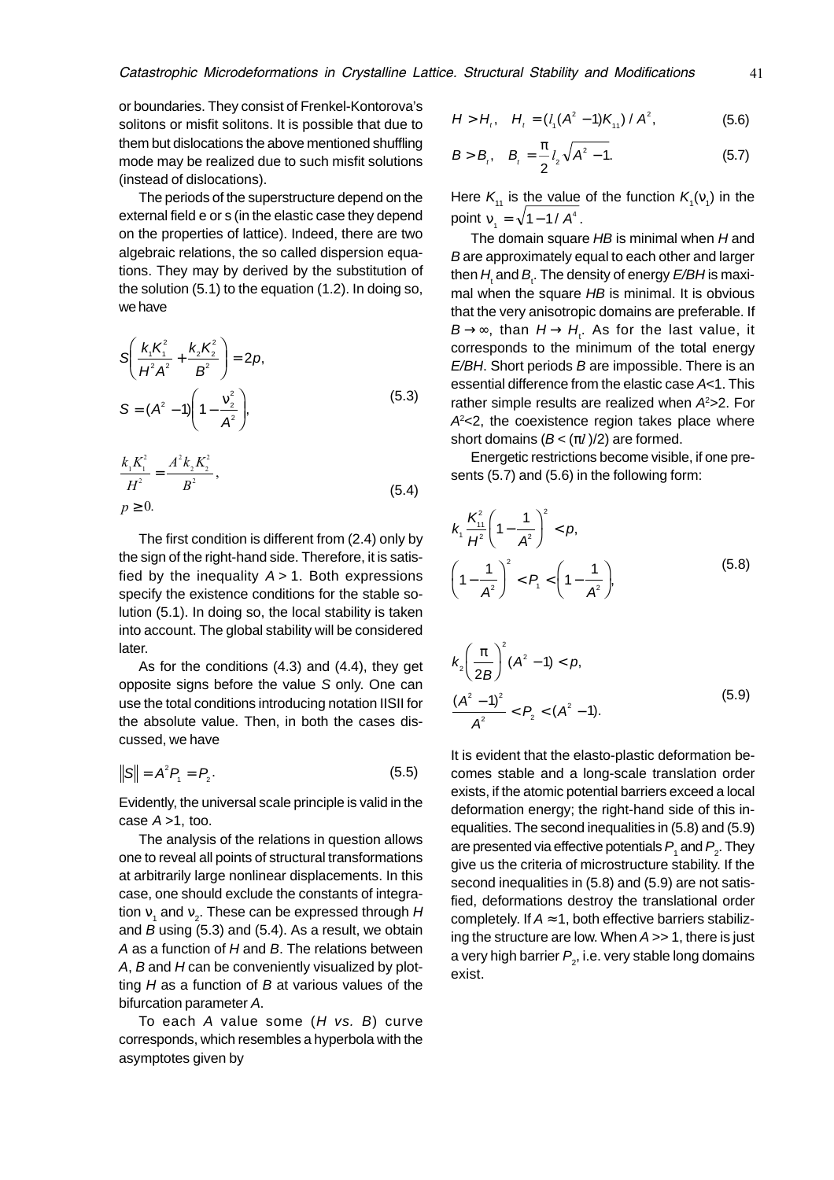or boundaries. They consist of Frenkel-Kontorova's solitons or misfit solitons. It is possible that due to them but dislocations the above mentioned shuffling mode may be realized due to such misfit solutions (instead of dislocations).

The periods of the superstructure depend on the external field e or s (in the elastic case they depend on the properties of lattice). Indeed, there are two algebraic relations, the so called dispersion equations. They may by derived by the substitution of the solution (5.1) to the equation (1.2). In doing so, we have

$$S\left(\frac{k_1K_1^2}{H^2A^2}+\frac{k_2K_2^2}{B^2}\right)=2p,$$
$$S=(A^2-1)\left(1-\frac{\nu_2^2}{A^2}\right), \tag{5.3}$$

$$\frac{k_1K_1^2}{H^2}=\frac{A^2k_2K_2^2}{B^2},$$
$$p\geq 0. \tag{5.4}$$

The first condition is different from (2.4) only by the sign of the right-hand side. Therefore, it is satisfied by the inequality $A > 1$. Both expressions specify the existence conditions for the stable solution (5.1). In doing so, the local stability is taken into account. The global stability will be considered later.

As for the conditions (4.3) and (4.4), they get opposite signs before the value $S$ only. One can use the total conditions introducing notation ІІSІІ for the absolute value. Then, in both the cases discussed, we have

$$\|S\| = A^2P_1 = P_2. \tag{5.5}$$

Evidently, the universal scale principle is valid in the case $A > 1$, too.

The analysis of the relations in question allows one to reveal all points of structural transformations at arbitrarily large nonlinear displacements. In this case, one should exclude the constants of integration $\nu_1$ and $\nu_2$. These can be expressed through $H$ and $B$ using (5.3) and (5.4). As a result, we obtain $A$ as a function of $H$ and $B$. The relations between $A$, $B$ and $H$ can be conveniently visualized by plotting $H$ as a function of $B$ at various values of the bifurcation parameter $A$.

To each $A$ value some ($H$ *vs.* $B$) curve corresponds, which resembles a hyperbola with the asymptotes given by

$$H > H_t, \quad H_t = (l_1(A^2-1)K_{11})/A^2, \tag{5.6}$$

$$B > B_t, \quad B_t = \frac{\pi}{2}l_2\sqrt{A^2-1}. \tag{5.7}$$

Here $K_{11}$ is the value of the function $K_1(\nu_1)$ in the point $\nu_1 = \sqrt{1-1/A^4}$.

The domain square $HB$ is minimal when $H$ and $B$ are approximately equal to each other and larger then $H_t$ and $B_t$. The density of energy $E/BH$ is maximal when the square $HB$ is minimal. It is obvious that the very anisotropic domains are preferable. If $B \to \infty$, than $H \to H_t$. As for the last value, it corresponds to the minimum of the total energy $E/BH$. Short periods $B$ are impossible. There is an essential difference from the elastic case $A<1$. This rather simple results are realized when $A^2>2$. For $A^2<2$, the coexistence region takes place where short domains ($B < (\pi/)/2$) are formed.

Energetic restrictions become visible, if one presents (5.7) and (5.6) in the following form:

$$k_1\frac{K_{11}^2}{H^2}\left(1-\frac{1}{A^2}\right)^2 < p,$$
$$\left(1-\frac{1}{A^2}\right)^2 < P_1 < \left(1-\frac{1}{A^2}\right), \tag{5.8}$$

$$k_2\left(\frac{\pi}{2B}\right)^2(A^2-1) < p,$$
$$\frac{(A^2-1)^2}{A^2} < P_2 < (A^2-1). \tag{5.9}$$

It is evident that the elasto-plastic deformation becomes stable and a long-scale translation order exists, if the atomic potential barriers exceed a local deformation energy; the right-hand side of this inequalities. The second inequalities in (5.8) and (5.9) are presented via effective potentials $P_1$ and $P_2$. They give us the criteria of microstructure stability. If the second inequalities in (5.8) and (5.9) are not satisfied, deformations destroy the translational order completely. If $A \approx 1$, both effective barriers stabilizing the structure are low. When $A >> 1$, there is just a very high barrier $P_2$, i.e. very stable long domains exist.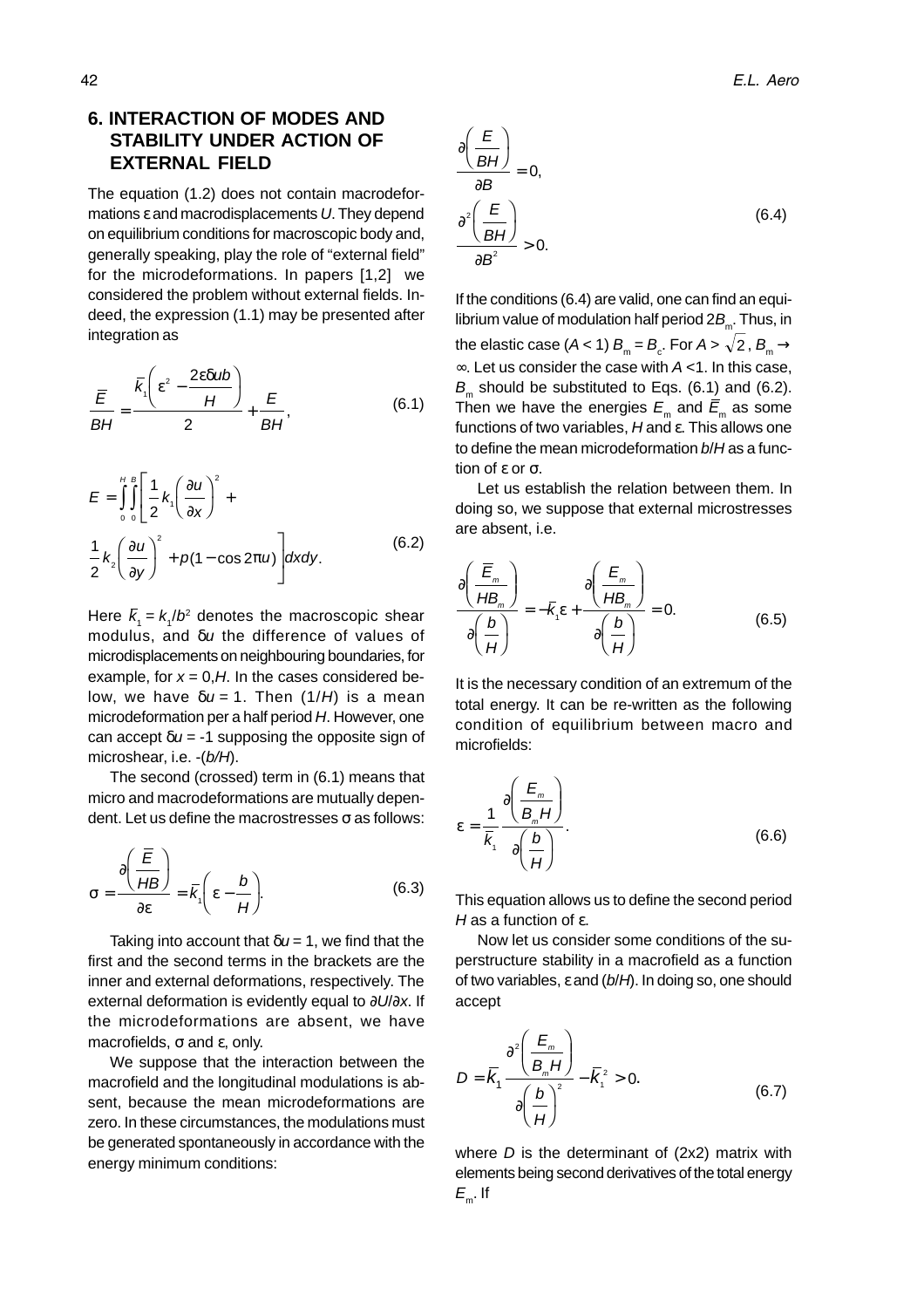## 6. INTERACTION OF MODES AND STABILITY UNDER ACTION OF EXTERNAL FIELD

The equation (1.2) does not contain macrodeformations ε and macrodisplacements $U$. They depend on equilibrium conditions for macroscopic body and, generally speaking, play the role of "external field" for the microdeformations. In papers [1,2] we considered the problem without external fields. Indeed, the expression (1.1) may be presented after integration as

$$\frac{\bar{E}}{BH} = \frac{\bar{k}_1\left(\varepsilon^2 - \frac{2\varepsilon\delta u b}{H}\right)}{2} + \frac{E}{BH}, \tag{6.1}$$

$$E = \int_0^H\int_0^B\left[\frac{1}{2}k_1\left(\frac{\partial u}{\partial x}\right)^2 + \frac{1}{2}k_2\left(\frac{\partial u}{\partial y}\right)^2 + p(1-\cos 2\pi u)\right]dxdy. \tag{6.2}$$

Here $\bar{k}_1 = k_1/b^2$ denotes the macroscopic shear modulus, and $\delta u$ the difference of values of microdisplacements on neighbouring boundaries, for example, for $x = 0,H$. In the cases considered below, we have $\delta u = 1$. Then $(1/H)$ is a mean microdeformation per a half period $H$. However, one can accept $\delta u = -1$ supposing the opposite sign of microshear, i.e. $-(b/H)$.

The second (crossed) term in (6.1) means that micro and macrodeformations are mutually dependent. Let us define the macrostresses σ as follows:

$$\sigma = \frac{\partial\left(\frac{\bar{E}}{HB}\right)}{\partial\varepsilon} = \bar{k}_1\left(\varepsilon - \frac{b}{H}\right). \tag{6.3}$$

Taking into account that $\delta u = 1$, we find that the first and the second terms in the brackets are the inner and external deformations, respectively. The external deformation is evidently equal to $\partial U/\partial x$. If the microdeformations are absent, we have macrofields, σ and ε, only.

We suppose that the interaction between the macrofield and the longitudinal modulations is absent, because the mean microdeformations are zero. In these circumstances, the modulations must be generated spontaneously in accordance with the energy minimum conditions:

$$\frac{\partial\left(\frac{E}{BH}\right)}{\partial B} = 0,\qquad \frac{\partial^2\left(\frac{E}{BH}\right)}{\partial B^2} > 0. \tag{6.4}$$

If the conditions (6.4) are valid, one can find an equilibrium value of modulation half period $2B_m$. Thus, in the elastic case ($A < 1$) $B_m = B_c$. For $A > \sqrt{2}$, $B_m \to \infty$. Let us consider the case with $A < 1$. In this case, $B_m$ should be substituted to Eqs. (6.1) and (6.2). Then we have the energies $E_m$ and $\bar{E}_m$ as some functions of two variables, $H$ and ε. This allows one to define the mean microdeformation $b/H$ as a function of ε or σ.

Let us establish the relation between them. In doing so, we suppose that external microstresses are absent, i.e.

$$\frac{\partial\left(\frac{\bar{E}_m}{HB_m}\right)}{\partial\left(\frac{b}{H}\right)} = -\bar{k}_1\varepsilon + \frac{\partial\left(\frac{E_m}{HB_m}\right)}{\partial\left(\frac{b}{H}\right)} = 0. \tag{6.5}$$

It is the necessary condition of an extremum of the total energy. It can be re-written as the following condition of equilibrium between macro and microfields:

$$\varepsilon = \frac{1}{\bar{k}_1}\frac{\partial\left(\frac{E_m}{B_mH}\right)}{\partial\left(\frac{b}{H}\right)}. \tag{6.6}$$

This equation allows us to define the second period $H$ as a function of ε.

Now let us consider some conditions of the superstructure stability in a macrofield as a function of two variables, ε and $(b/H)$. In doing so, one should accept

$$D = \bar{k}_1\frac{\partial^2\left(\frac{E_m}{B_mH}\right)}{\partial\left(\frac{b}{H}\right)^2} - \bar{k}_1^2 > 0. \tag{6.7}$$

where $D$ is the determinant of (2x2) matrix with elements being second derivatives of the total energy $E_m$. If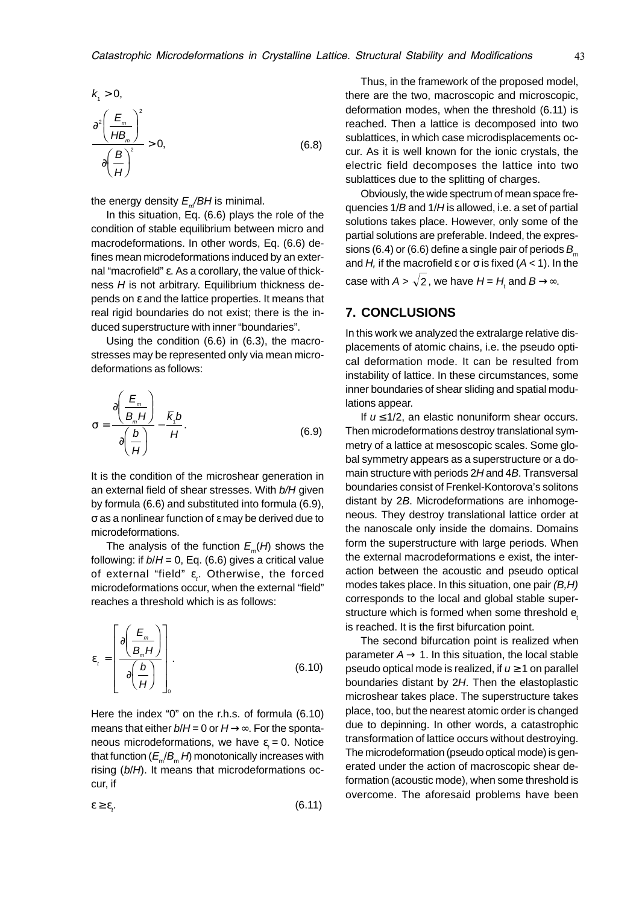$$k_1 > 0,$$

$$\frac{\partial^2 \left( \frac{E_m}{HB_m} \right)^2}{\partial \left( \frac{B}{H} \right)^2} > 0, \tag{6.8}$$

the energy density $E_m/BH$ is minimal.

In this situation, Eq. (6.6) plays the role of the condition of stable equilibrium between micro and macrodeformations. In other words, Eq. (6.6) defines mean microdeformations induced by an external "macrofield" ε. As a corollary, the value of thickness $H$ is not arbitrary. Equilibrium thickness depends on ε and the lattice properties. It means that real rigid boundaries do not exist; there is the induced superstructure with inner "boundaries".

Using the condition (6.6) in (6.3), the macrostresses may be represented only via mean microdeformations as follows:

$$\sigma = \frac{\partial \left( \frac{E_m}{B_m H} \right)}{\partial \left( \frac{b}{H} \right)} - \frac{\bar{k}_1 b}{H}. \tag{6.9}$$

It is the condition of the microshear generation in an external field of shear stresses. With $b/H$ given by formula (6.6) and substituted into formula (6.9), σ as a nonlinear function of ε may be derived due to microdeformations.

The analysis of the function $E_m(H)$ shows the following: if $b/H = 0$, Eq. (6.6) gives a critical value of external "field" $\varepsilon_t$. Otherwise, the forced microdeformations occur, when the external "field" reaches a threshold which is as follows:

$$\varepsilon_t = \left[ \frac{\partial \left( \frac{E_m}{B_m H} \right)}{\partial \left( \frac{b}{H} \right)} \right]_0. \tag{6.10}$$

Here the index "0" on the r.h.s. of formula (6.10) means that either $b/H = 0$ or $H \to \infty$. For the spontaneous microdeformations, we have $\varepsilon_t = 0$. Notice that function ($E_m/B_m H$) monotonically increases with rising ($b/H$). It means that microdeformations occur, if

$$\varepsilon \geq \varepsilon_t. \tag{6.11}$$

Thus, in the framework of the proposed model, there are the two, macroscopic and microscopic, deformation modes, when the threshold (6.11) is reached. Then a lattice is decomposed into two sublattices, in which case microdisplacements occur. As it is well known for the ionic crystals, the electric field decomposes the lattice into two sublattices due to the splitting of charges.

Obviously, the wide spectrum of mean space frequencies $1/B$ and $1/H$ is allowed, i.e. a set of partial solutions takes place. However, only some of the partial solutions are preferable. Indeed, the expressions (6.4) or (6.6) define a single pair of periods $B_m$ and $H$, if the macrofield ε or σ is fixed ($A < 1$). In the case with $A > \sqrt{2}$, we have $H = H_t$ and $B \to \infty$.

## 7. CONCLUSIONS

In this work we analyzed the extralarge relative displacements of atomic chains, i.e. the pseudo optical deformation mode. It can be resulted from instability of lattice. In these circumstances, some inner boundaries of shear sliding and spatial modulations appear.

If $u \leq 1/2$, an elastic nonuniform shear occurs. Then microdeformations destroy translational symmetry of a lattice at mesoscopic scales. Some global symmetry appears as a superstructure or a domain structure with periods $2H$ and $4B$. Transversal boundaries consist of Frenkel-Kontorova's solitons distant by $2B$. Microdeformations are inhomogeneous. They destroy translational lattice order at the nanoscale only inside the domains. Domains form the superstructure with large periods. When the external macrodeformations e exist, the interaction between the acoustic and pseudo optical modes takes place. In this situation, one pair *(B,H)* corresponds to the local and global stable superstructure which is formed when some threshold $e_t$ is reached. It is the first bifurcation point.

The second bifurcation point is realized when parameter $A \to 1$. In this situation, the local stable pseudo optical mode is realized, if $u \geq 1$ on parallel boundaries distant by $2H$. Then the elastoplastic microshear takes place. The superstructure takes place, too, but the nearest atomic order is changed due to depinning. In other words, a catastrophic transformation of lattice occurs without destroying. The microdeformation (pseudo optical mode) is generated under the action of macroscopic shear deformation (acoustic mode), when some threshold is overcome. The aforesaid problems have been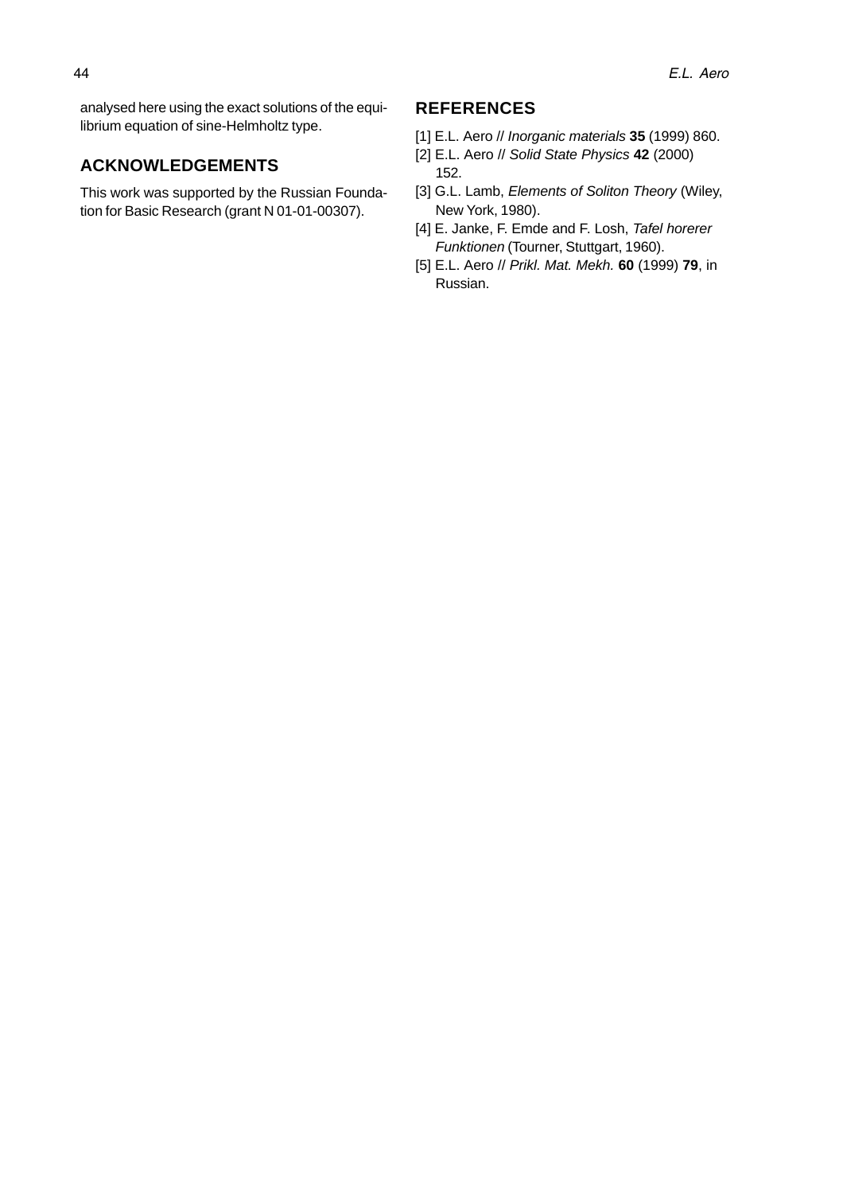analysed here using the exact solutions of the equilibrium equation of sine-Helmholtz type.

## ACKNOWLEDGEMENTS

This work was supported by the Russian Foundation for Basic Research (grant N 01-01-00307).

## REFERENCES

[1] E.L. Aero // *Inorganic materials* **35** (1999) 860.

[2] E.L. Aero // *Solid State Physics* **42** (2000) 152.

[3] G.L. Lamb, *Elements of Soliton Theory* (Wiley, New York, 1980).

[4] E. Janke, F. Emde and F. Losh, *Tafel horerer Funktionen* (Tourner, Stuttgart, 1960).

[5] E.L. Aero // *Prikl. Mat. Mekh.* **60** (1999) **79**, in Russian.